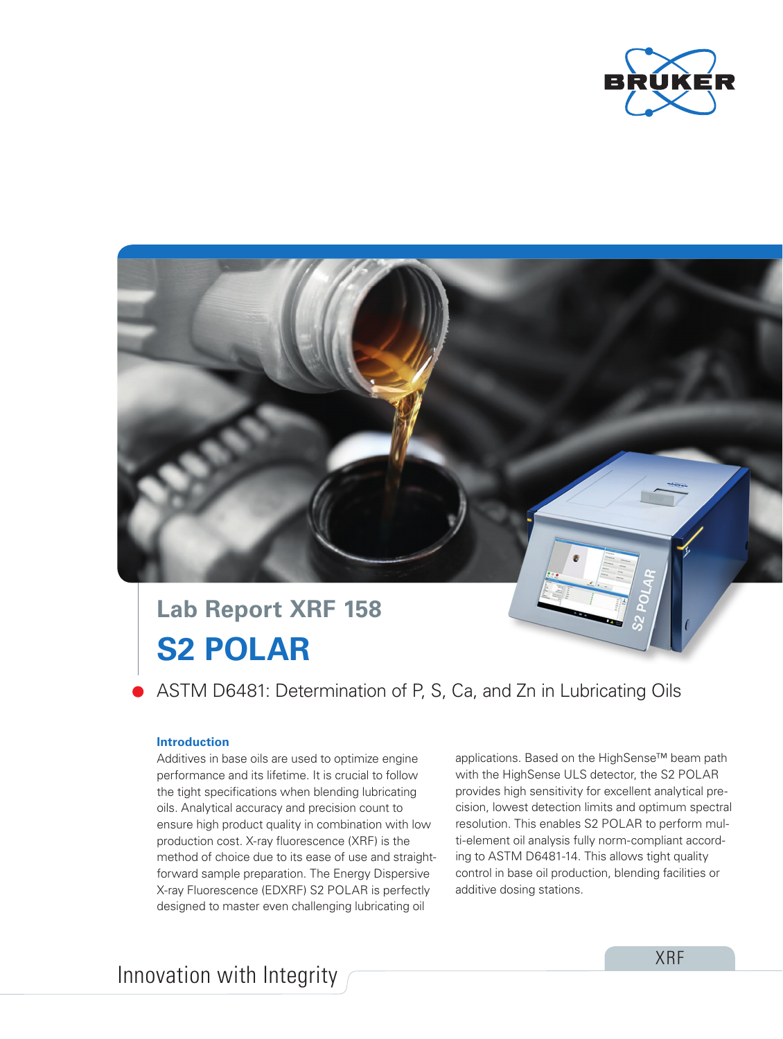# Lab Report XRF 158

# S2 POLAR

## ASTM D6481: Determination of P, S, Ca, and Zn in Lubricating Oils

### Introduction

Additives in base oils are used to optimize engine performance and its lifetime. It is crucial to follow the tight specifications when blending lubricating oils. Analytical accuracy and precision count to ensure high product quality in combination with low production cost. X-ray fluorescence (XRF) is the method of choice due to its ease of use and straightforward sample preparation. The Energy Dispersive X-ray Fluorescence (EDXRF) S2 POLAR is perfectly designed to master even challenging lubricating oil applications. Based on the HighSense™ beam path with the HighSense ULS detector, the S2 POLAR provides high sensitivity for excellent analytical precision, lowest detection limits and optimum spectral resolution. This enables S2 POLAR to perform multi-element oil analysis fully norm-compliant according to ASTM D6481-14. This allows tight quality control in base oil production, blending facilities or additive dosing stations.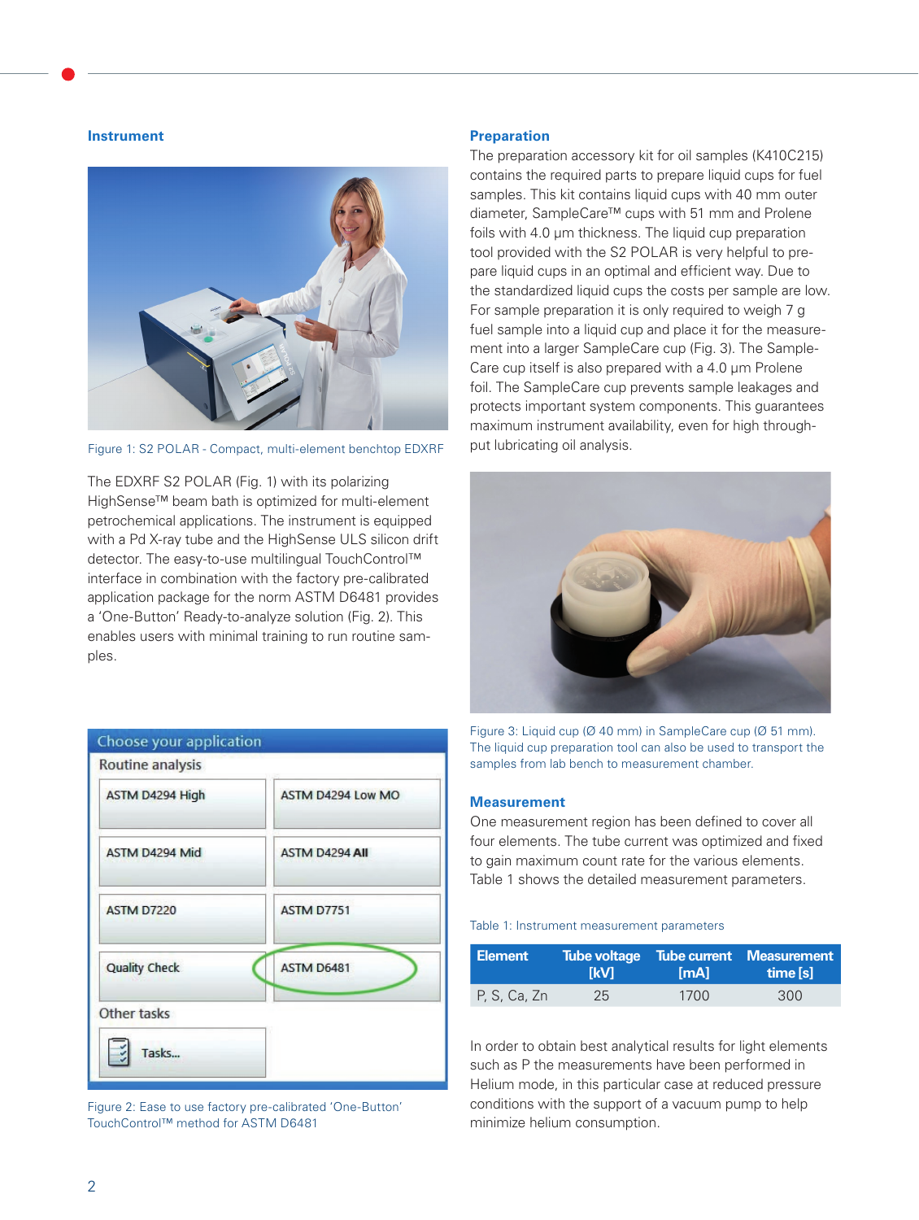## Instrument

Figure 1: S2 POLAR - Compact, multi-element benchtop EDXRF

The EDXRF S2 POLAR (Fig. 1) with its polarizing HighSense™ beam bath is optimized for multi-element petrochemical applications. The instrument is equipped with a Pd X-ray tube and the HighSense ULS silicon drift detector. The easy-to-use multilingual TouchControl™ interface in combination with the factory pre-calibrated application package for the norm ASTM D6481 provides a 'One-Button' Ready-to-analyze solution (Fig. 2). This enables users with minimal training to run routine samples.

Figure 2: Ease to use factory pre-calibrated 'One-Button' TouchControl™ method for ASTM D6481

## Preparation

The preparation accessory kit for oil samples (K410C215) contains the required parts to prepare liquid cups for fuel samples. This kit contains liquid cups with 40 mm outer diameter, SampleCare™ cups with 51 mm and Prolene foils with 4.0 µm thickness. The liquid cup preparation tool provided with the S2 POLAR is very helpful to prepare liquid cups in an optimal and efficient way. Due to the standardized liquid cups the costs per sample are low. For sample preparation it is only required to weigh 7 g fuel sample into a liquid cup and place it for the measurement into a larger SampleCare cup (Fig. 3). The SampleCare cup itself is also prepared with a 4.0 µm Prolene foil. The SampleCare cup prevents sample leakages and protects important system components. This guarantees maximum instrument availability, even for high throughput lubricating oil analysis.

Figure 3: Liquid cup (Ø 40 mm) in SampleCare cup (Ø 51 mm). The liquid cup preparation tool can also be used to transport the samples from lab bench to measurement chamber.

## Measurement

One measurement region has been defined to cover all four elements. The tube current was optimized and fixed to gain maximum count rate for the various elements. Table 1 shows the detailed measurement parameters.

Table 1: Instrument measurement parameters

| Element | Tube voltage [kV] | Tube current [mA] | Measurement time [s] |
|---|---|---|---|
| P, S, Ca, Zn | 25 | 1700 | 300 |

In order to obtain best analytical results for light elements such as P the measurements have been performed in Helium mode, in this particular case at reduced pressure conditions with the support of a vacuum pump to help minimize helium consumption.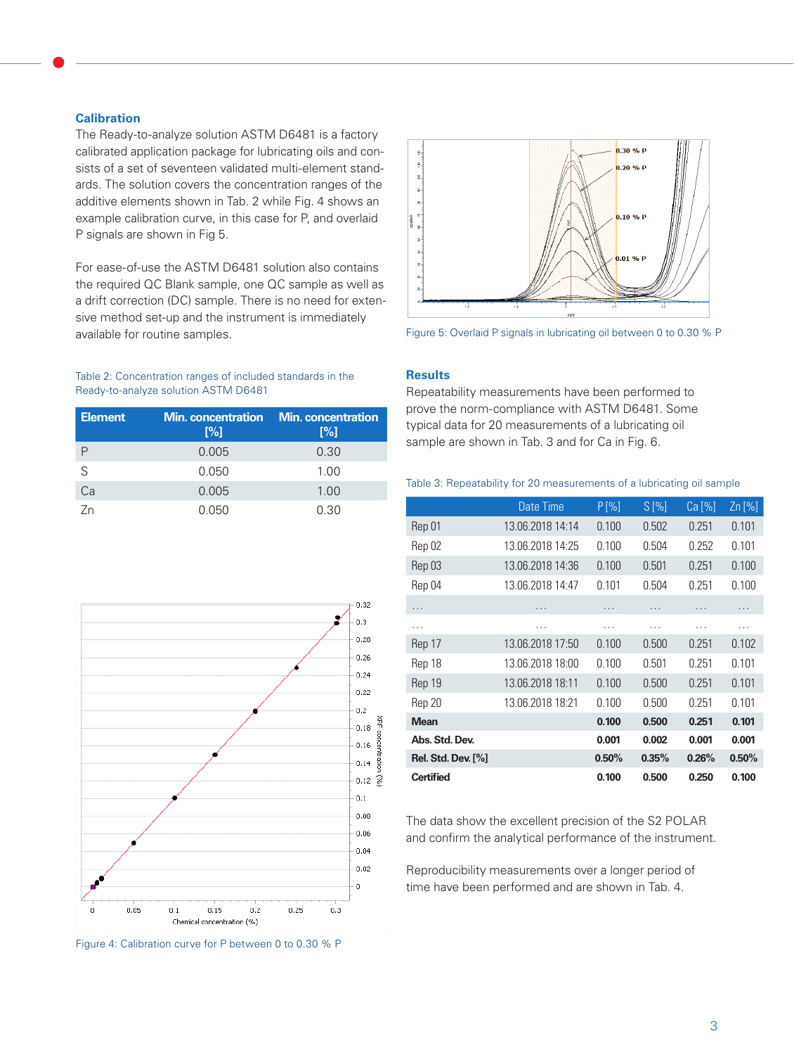## Calibration

The Ready-to-analyze solution ASTM D6481 is a factory calibrated application package for lubricating oils and consists of a set of seventeen validated multi-element standards. The solution covers the concentration ranges of the additive elements shown in Tab. 2 while Fig. 4 shows an example calibration curve, in this case for P, and overlaid P signals are shown in Fig 5.

For ease-of-use the ASTM D6481 solution also contains the required QC Blank sample, one QC sample as well as a drift correction (DC) sample. There is no need for extensive method set-up and the instrument is immediately available for routine samples.

Table 2: Concentration ranges of included standards in the Ready-to-analyze solution ASTM D6481

| Element | Min. concentration [%] | Min. concentration [%] |
|---|---|---|
| P | 0.005 | 0.30 |
| S | 0.050 | 1.00 |
| Ca | 0.005 | 1.00 |
| Zn | 0.050 | 0.30 |

Figure 4: Calibration curve for P between 0 to 0.30 % P

Figure 5: Overlaid P signals in lubricating oil between 0 to 0.30 % P

## Results

Repeatability measurements have been performed to prove the norm-compliance with ASTM D6481. Some typical data for 20 measurements of a lubricating oil sample are shown in Tab. 3 and for Ca in Fig. 6.

Table 3: Repeatability for 20 measurements of a lubricating oil sample

| | Date Time | P [%] | S [%] | Ca [%] | Zn [%] |
|---|---|---|---|---|---|
| Rep 01 | 13.06.2018 14:14 | 0.100 | 0.502 | 0.251 | 0.101 |
| Rep 02 | 13.06.2018 14:25 | 0.100 | 0.504 | 0.252 | 0.101 |
| Rep 03 | 13.06.2018 14:36 | 0.100 | 0.501 | 0.251 | 0.100 |
| Rep 04 | 13.06.2018 14:47 | 0.101 | 0.504 | 0.251 | 0.100 |
| ... | ... | ... | ... | ... | ... |
| ... | ... | ... | ... | ... | ... |
| Rep 17 | 13.06.2018 17:50 | 0.100 | 0.500 | 0.251 | 0.102 |
| Rep 18 | 13.06.2018 18:00 | 0.100 | 0.501 | 0.251 | 0.101 |
| Rep 19 | 13.06.2018 18:11 | 0.100 | 0.500 | 0.251 | 0.101 |
| Rep 20 | 13.06.2018 18:21 | 0.100 | 0.500 | 0.251 | 0.101 |
| **Mean** | | **0.100** | **0.500** | **0.251** | **0.101** |
| **Abs. Std. Dev.** | | **0.001** | **0.002** | **0.001** | **0.001** |
| **Rel. Std. Dev. [%]** | | **0.50%** | **0.35%** | **0.26%** | **0.50%** |
| **Certified** | | **0.100** | **0.500** | **0.250** | **0.100** |

The data show the excellent precision of the S2 POLAR and confirm the analytical performance of the instrument.

Reproducibility measurements over a longer period of time have been performed and are shown in Tab. 4.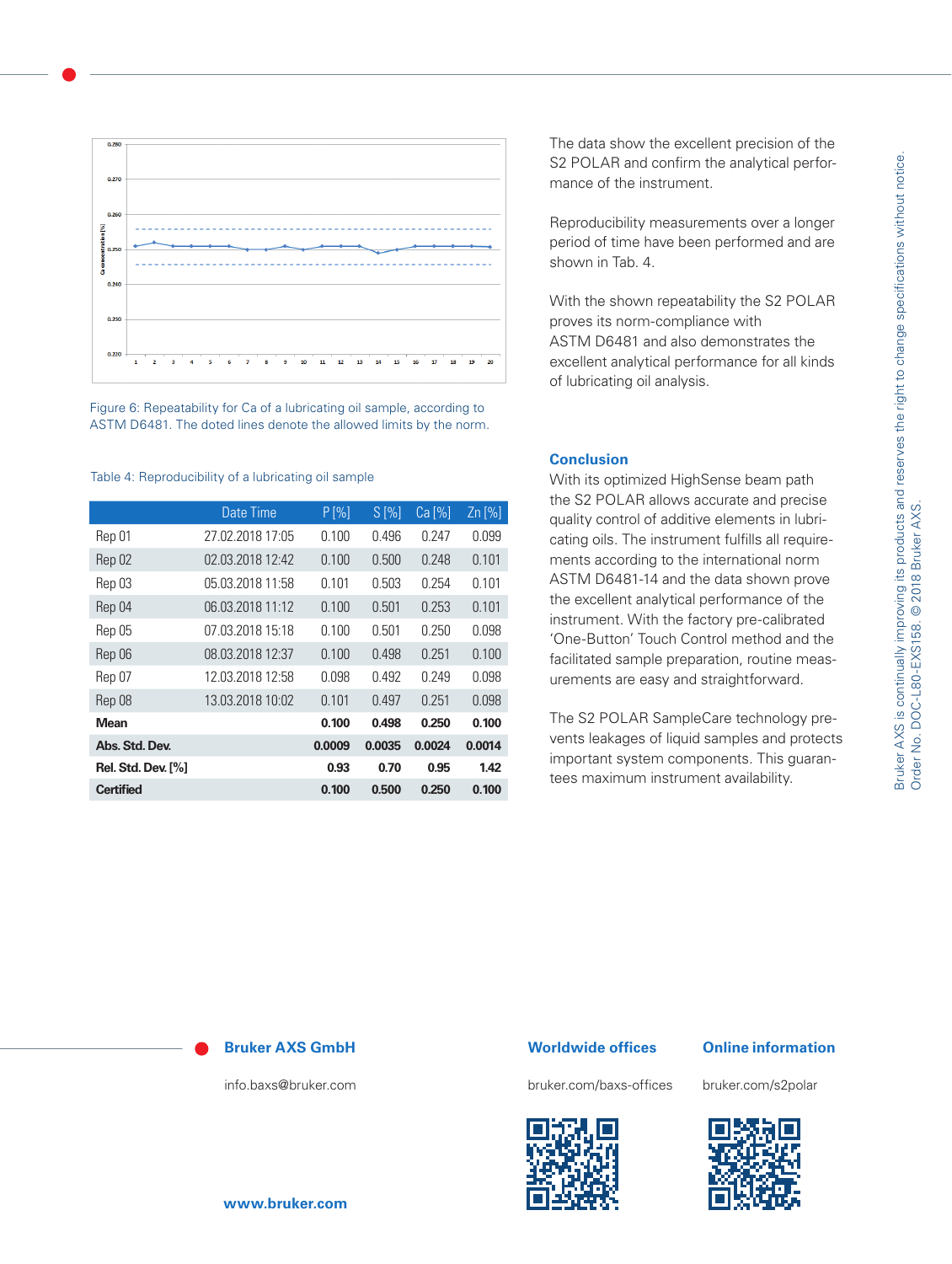0.280
0.270
0.260
0.250
0.240
0.230
0.220

Ca concentration [%]

1 2 3 4 5 6 7 8 9 10 11 12 13 14 15 16 17 18 19 20

Figure 6: Repeatability for Ca of a lubricating oil sample, according to ASTM D6481. The doted lines denote the allowed limits by the norm.

Table 4: Reproducibility of a lubricating oil sample

| | Date Time | P [%] | S [%] | Ca [%] | Zn [%] |
|---|---|---|---|---|---|
| Rep 01 | 27.02.2018 17:05 | 0.100 | 0.496 | 0.247 | 0.099 |
| Rep 02 | 02.03.2018 12:42 | 0.100 | 0.500 | 0.248 | 0.101 |
| Rep 03 | 05.03.2018 11:58 | 0.101 | 0.503 | 0.254 | 0.101 |
| Rep 04 | 06.03.2018 11:12 | 0.100 | 0.501 | 0.253 | 0.101 |
| Rep 05 | 07.03.2018 15:18 | 0.100 | 0.501 | 0.250 | 0.098 |
| Rep 06 | 08.03.2018 12:37 | 0.100 | 0.498 | 0.251 | 0.100 |
| Rep 07 | 12.03.2018 12:58 | 0.098 | 0.492 | 0.249 | 0.098 |
| Rep 08 | 13.03.2018 10:02 | 0.101 | 0.497 | 0.251 | 0.098 |
| **Mean** | | **0.100** | **0.498** | **0.250** | **0.100** |
| **Abs. Std. Dev.** | | **0.0009** | **0.0035** | **0.0024** | **0.0014** |
| **Rel. Std. Dev. [%]** | | **0.93** | **0.70** | **0.95** | **1.42** |
| **Certified** | | **0.100** | **0.500** | **0.250** | **0.100** |

The data show the excellent precision of the S2 POLAR and confirm the analytical performance of the instrument.

Reproducibility measurements over a longer period of time have been performed and are shown in Tab. 4.

With the shown repeatability the S2 POLAR proves its norm-compliance with ASTM D6481 and also demonstrates the excellent analytical performance for all kinds of lubricating oil analysis.

## Conclusion

With its optimized HighSense beam path the S2 POLAR allows accurate and precise quality control of additive elements in lubricating oils. The instrument fulfills all requirements according to the international norm ASTM D6481-14 and the data shown prove the excellent analytical performance of the instrument. With the factory pre-calibrated 'One-Button' Touch Control method and the facilitated sample preparation, routine measurements are easy and straightforward.

The S2 POLAR SampleCare technology prevents leakages of liquid samples and protects important system components. This guarantees maximum instrument availability.

Bruker AXS is continually improving its products and reserves the right to change specifications without notice. Order No. DOC-L80-EXS158. © 2018 Bruker AXS.

**Bruker AXS GmbH**

info.baxs@bruker.com

**www.bruker.com**

**Worldwide offices**

bruker.com/baxs-offices

**Online information**

bruker.com/s2polar